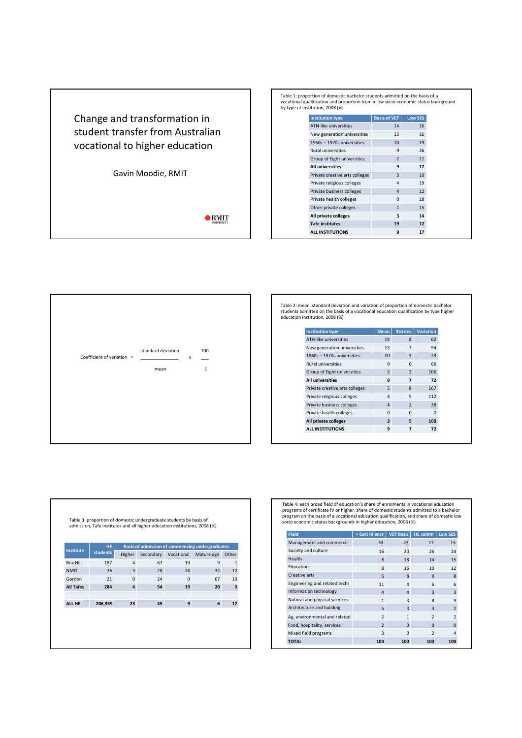# Change and transformation in student transfer from Australian vocational to higher education

Gavin Moodie, RMIT

Table 1: proportion of domestic bachelor students admitted on the basis of a vocational qualification and proportion from a low socio economic status background by type of institution, 2008 (%)

| Institution type | Basis of VET | Low SES |
|---|---|---|
| ATN-like universities | 14 | 16 |
| New generation universities | 13 | 16 |
| 1960s – 1970s universities | 10 | 19 |
| Rural universities | 9 | 26 |
| Group of Eight universities | 2 | 11 |
| **All universities** | **9** | **17** |
| Private creative arts colleges | 5 | 10 |
| Private religious colleges | 4 | 19 |
| Private business colleges | 4 | 12 |
| Private health colleges | 0 | 18 |
| Other private colleges | 1 | 15 |
| **All private colleges** | **3** | **14** |
| **Tafe institutes** | **19** | **12** |
| **ALL INSTITUTIONS** | **9** | **17** |

$$\text{Coefficient of variation} = \frac{\text{standard deviation}}{\text{mean}} \times \frac{100}{1}$$

Table 2: mean, standard deviation and variation of proportion of domestic bachelor students admitted on the basis of a vocational education qualification by type higher education institution, 2008 (%)

| Institution type | Mean | Std dev | Variation |
|---|---|---|---|
| ATN-like universities | 14 | 8 | 62 |
| New generation universities | 13 | 7 | 54 |
| 1960s – 1970s universities | 10 | 3 | 29 |
| Rural universities | 9 | 6 | 66 |
| Group of Eight universities | 2 | 2 | 106 |
| **All universities** | **9** | **7** | **72** |
| Private creative arts colleges | 5 | 8 | 167 |
| Private religious colleges | 4 | 5 | 112 |
| Private business colleges | 4 | 2 | 38 |
| Private health colleges | 0 | 0 | 0 |
| **All private colleges** | **3** | **5** | **169** |
| **ALL INSTITUTIONS** | **9** | **7** | **72** |

Table 3: proportion of domestic undergraduate students by basis of admission, Tafe institutes and all higher education institutions, 2008 (%)

| Institute | HE students | Basis of admission of commencing undergraduates | | | | |
|---|---|---|---|---|---|---|
| | | Higher | Secondary | Vocational | Mature age | Other |
| Box Hill | 187 | 4 | 67 | 19 | 9 | 1 |
| NMIT | 76 | 3 | 28 | 24 | 32 | 12 |
| Gordon | 21 | 0 | 24 | 0 | 67 | 10 |
| **All Tafes** | **284** | **4** | **54** | **19** | **20** | **3** |
| | | | | | | |
| **ALL HE** | **206,939** | **23** | **45** | **9** | **6** | **17** |

Table 4: each broad field of education's share of enrolments in vocational education programs of certificate IV or higher, share of domestic students admitted to a bachelor program on the basis of a vocational education qualification, and share of domestic low socio economic status backgrounds in higher education, 2008 (%)

| Field | > Cert III enrs | VET basis | HE comm | Low SES |
|---|---|---|---|---|
| Management and commerce | 33 | 23 | 17 | 15 |
| Society and culture | 16 | 20 | 26 | 24 |
| Health | 8 | 18 | 14 | 15 |
| Education | 8 | 16 | 10 | 12 |
| Creative arts | 6 | 8 | 9 | 8 |
| Engineering and related techs | 11 | 4 | 6 | 6 |
| Information technology | 4 | 4 | 3 | 3 |
| Natural and physical sciences | 1 | 3 | 8 | 9 |
| Architecture and building | 5 | 3 | 3 | 2 |
| Ag, environmental and related | 2 | 1 | 2 | 2 |
| Food, hospitality, services | 2 | 0 | 0 | 0 |
| Mixed field programs | 3 | 0 | 2 | 4 |
| **TOTAL** | **100** | **100** | **100** | **100** |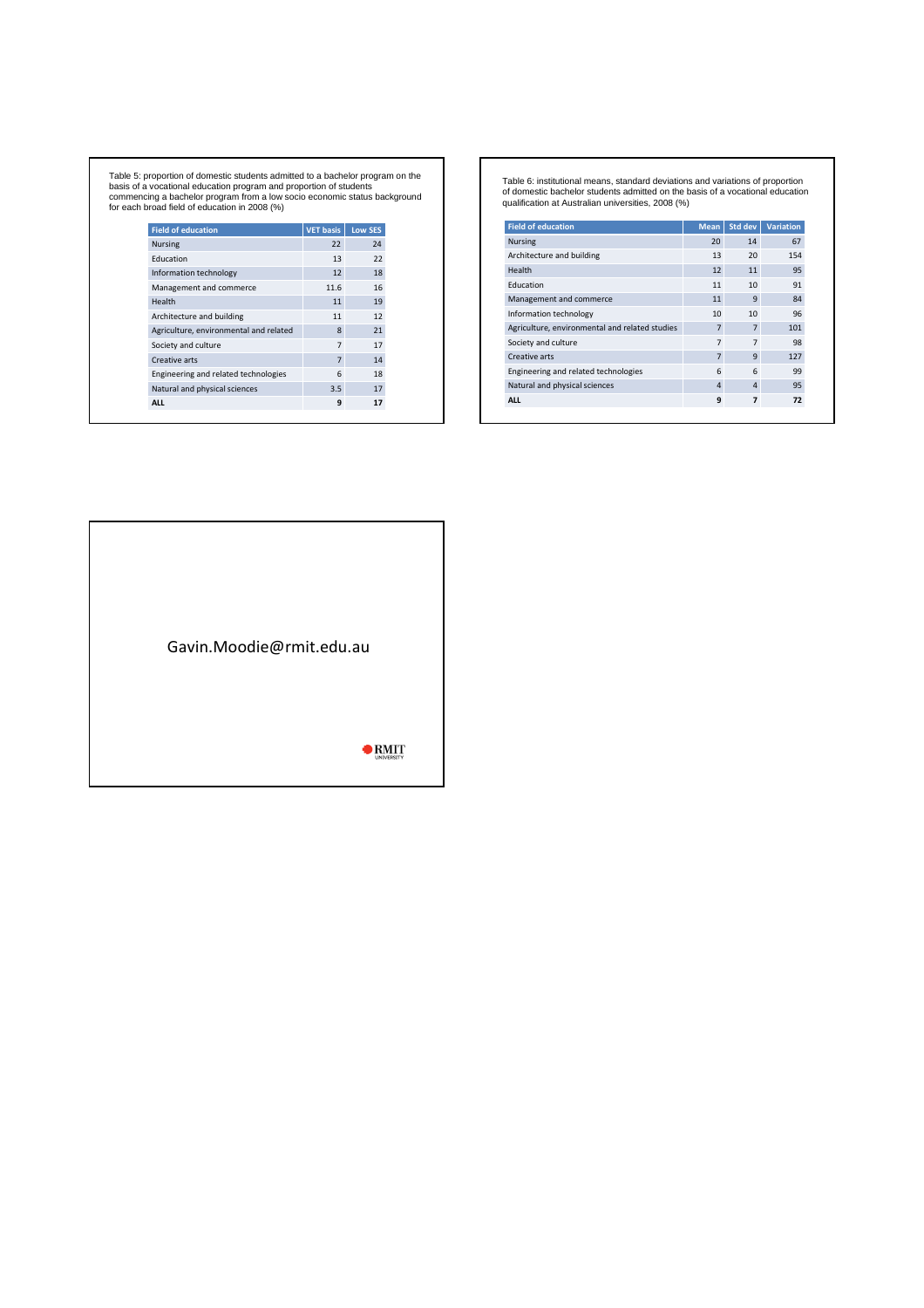Table 5: proportion of domestic students admitted to a bachelor program on the basis of a vocational education program and proportion of students commencing a bachelor program from a low socio economic status background for each broad field of education in 2008 (%)

| Field of education | VET basis | Low SES |
|---|---|---|
| Nursing | 22 | 24 |
| Education | 13 | 22 |
| Information technology | 12 | 18 |
| Management and commerce | 11.6 | 16 |
| Health | 11 | 19 |
| Architecture and building | 11 | 12 |
| Agriculture, environmental and related | 8 | 21 |
| Society and culture | 7 | 17 |
| Creative arts | 7 | 14 |
| Engineering and related technologies | 6 | 18 |
| Natural and physical sciences | 3.5 | 17 |
| **ALL** | **9** | **17** |

Table 6: institutional means, standard deviations and variations of proportion of domestic bachelor students admitted on the basis of a vocational education qualification at Australian universities, 2008 (%)

| Field of education | Mean | Std dev | Variation |
|---|---|---|---|
| Nursing | 20 | 14 | 67 |
| Architecture and building | 13 | 20 | 154 |
| Health | 12 | 11 | 95 |
| Education | 11 | 10 | 91 |
| Management and commerce | 11 | 9 | 84 |
| Information technology | 10 | 10 | 96 |
| Agriculture, environmental and related studies | 7 | 7 | 101 |
| Society and culture | 7 | 7 | 98 |
| Creative arts | 7 | 9 | 127 |
| Engineering and related technologies | 6 | 6 | 99 |
| Natural and physical sciences | 4 | 4 | 95 |
| **ALL** | **9** | **7** | **72** |

Gavin.Moodie@rmit.edu.au

RMIT UNIVERSITY